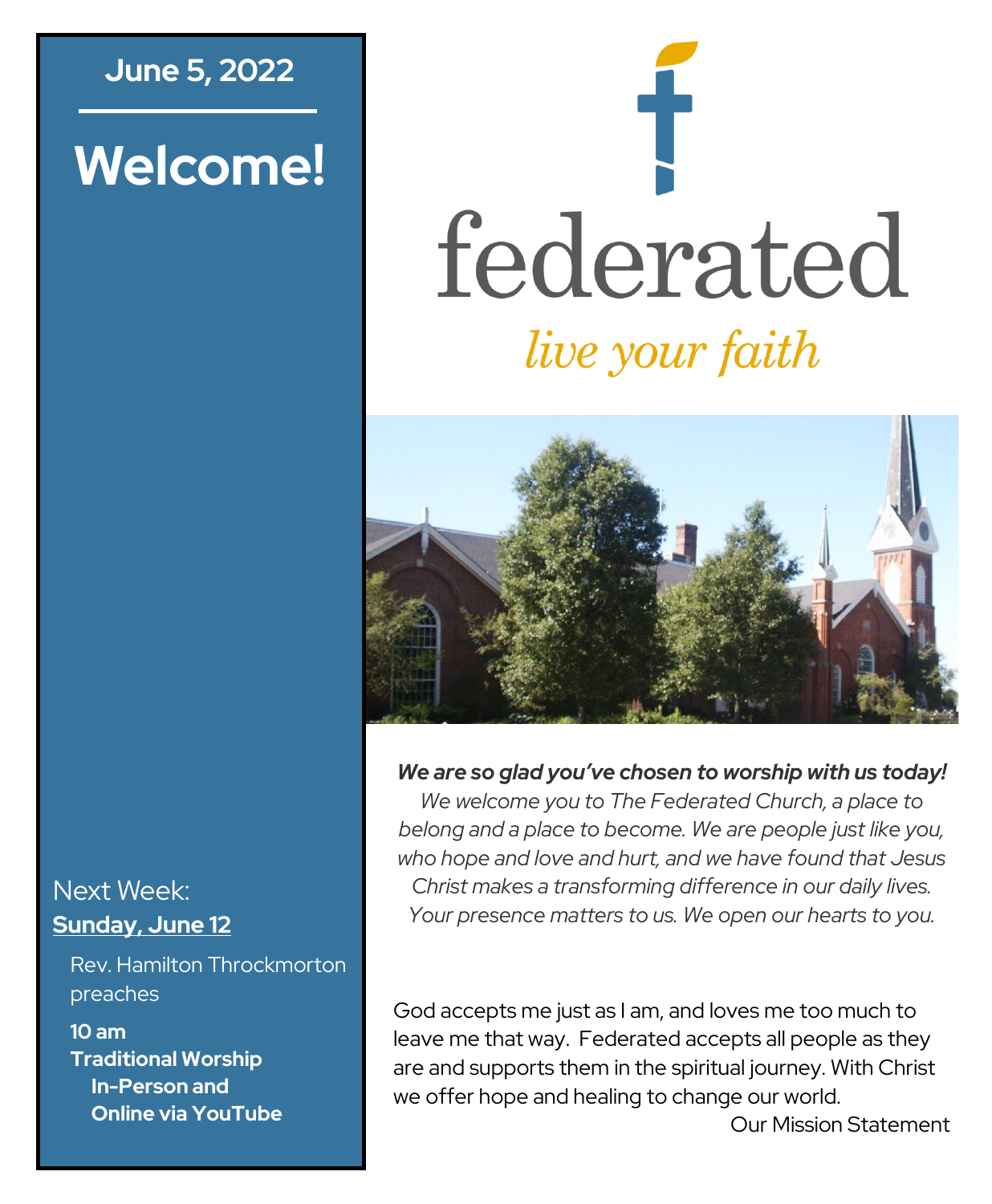**June 5, 2022**

# Welcome!

Next Week:
**Sunday, June 12**

Rev. Hamilton Throckmorton preaches

**10 am**
**Traditional Worship**
**In-Person and**
**Online via YouTube**

# federated

*live your faith*

***We are so glad you've chosen to worship with us today!***
*We welcome you to The Federated Church, a place to belong and a place to become. We are people just like you, who hope and love and hurt, and we have found that Jesus Christ makes a transforming difference in our daily lives. Your presence matters to us. We open our hearts to you.*

God accepts me just as I am, and loves me too much to leave me that way. Federated accepts all people as they are and supports them in the spiritual journey. With Christ we offer hope and healing to change our world.

Our Mission Statement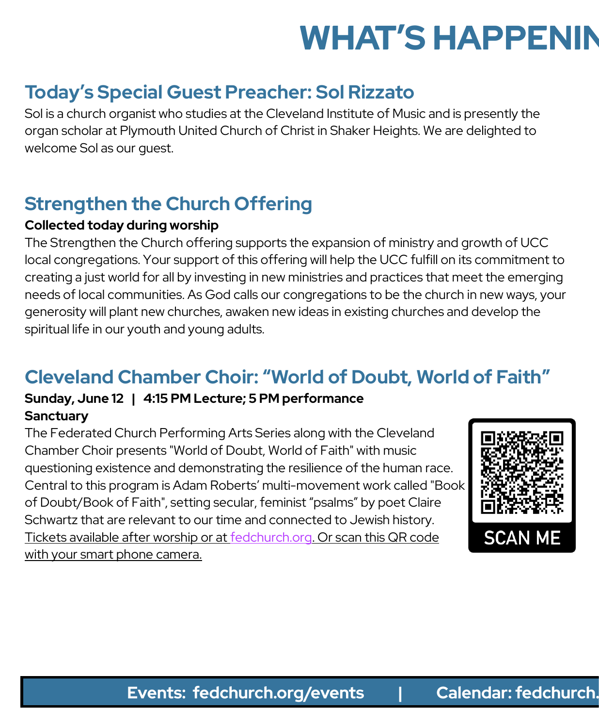# WHAT'S HAPPENIN

## Today's Special Guest Preacher: Sol Rizzato

Sol is a church organist who studies at the Cleveland Institute of Music and is presently the organ scholar at Plymouth United Church of Christ in Shaker Heights. We are delighted to welcome Sol as our guest.

## Strengthen the Church Offering

**Collected today during worship**

The Strengthen the Church offering supports the expansion of ministry and growth of UCC local congregations. Your support of this offering will help the UCC fulfill on its commitment to creating a just world for all by investing in new ministries and practices that meet the emerging needs of local communities. As God calls our congregations to be the church in new ways, your generosity will plant new churches, awaken new ideas in existing churches and develop the spiritual life in our youth and young adults.

## Cleveland Chamber Choir: "World of Doubt, World of Faith"

**Sunday, June 12 | 4:15 PM Lecture; 5 PM performance**
**Sanctuary**

The Federated Church Performing Arts Series along with the Cleveland Chamber Choir presents "World of Doubt, World of Faith" with music questioning existence and demonstrating the resilience of the human race. Central to this program is Adam Roberts' multi-movement work called "Book of Doubt/Book of Faith", setting secular, feminist "psalms" by poet Claire Schwartz that are relevant to our time and connected to Jewish history. Tickets available after worship or at fedchurch.org. Or scan this QR code with your smart phone camera.

SCAN ME

**Events: fedchurch.org/events | Calendar: fedchurch.**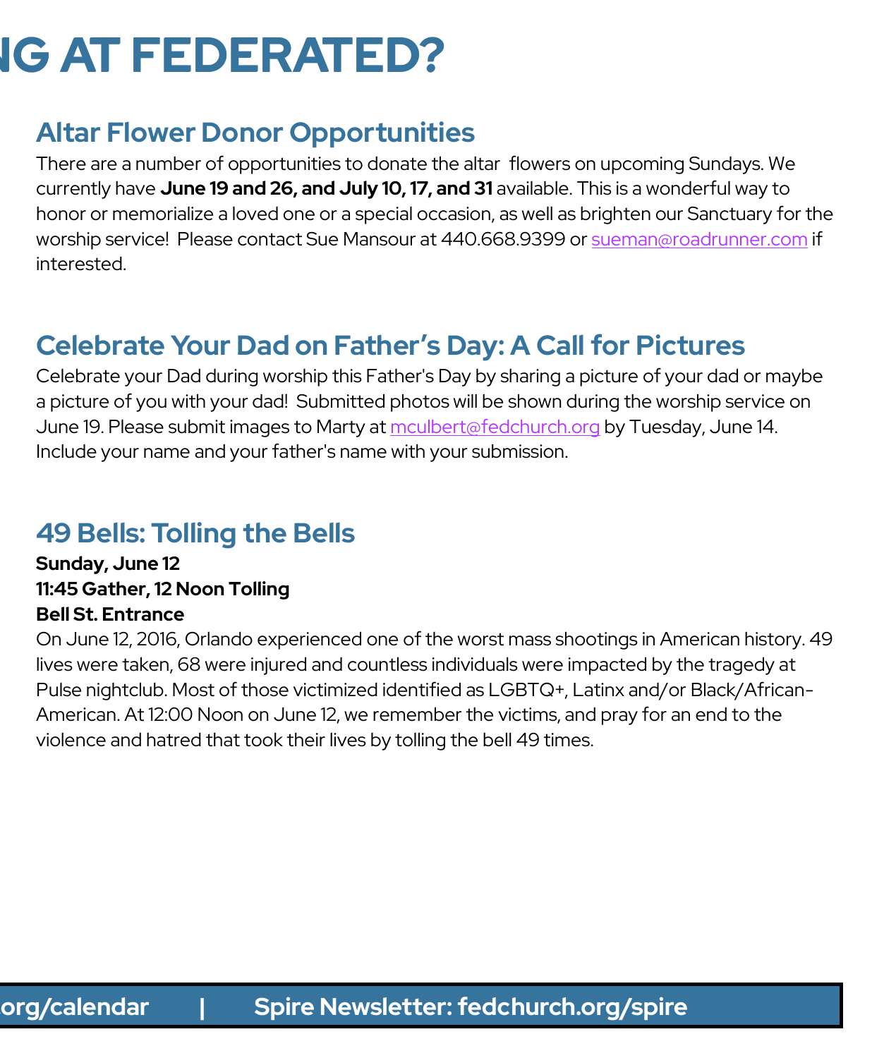# NG AT FEDERATED?

## Altar Flower Donor Opportunities

There are a number of opportunities to donate the altar flowers on upcoming Sundays. We currently have **June 19 and 26, and July 10, 17, and 31** available. This is a wonderful way to honor or memorialize a loved one or a special occasion, as well as brighten our Sanctuary for the worship service! Please contact Sue Mansour at 440.668.9399 or sueman@roadrunner.com if interested.

## Celebrate Your Dad on Father's Day: A Call for Pictures

Celebrate your Dad during worship this Father's Day by sharing a picture of your dad or maybe a picture of you with your dad! Submitted photos will be shown during the worship service on June 19. Please submit images to Marty at mculbert@fedchurch.org by Tuesday, June 14. Include your name and your father's name with your submission.

## 49 Bells: Tolling the Bells

**Sunday, June 12**
**11:45 Gather, 12 Noon Tolling**
**Bell St. Entrance**

On June 12, 2016, Orlando experienced one of the worst mass shootings in American history. 49 lives were taken, 68 were injured and countless individuals were impacted by the tragedy at Pulse nightclub. Most of those victimized identified as LGBTQ+, Latinx and/or Black/African-American. At 12:00 Noon on June 12, we remember the victims, and pray for an end to the violence and hatred that took their lives by tolling the bell 49 times.

org/calendar | Spire Newsletter: fedchurch.org/spire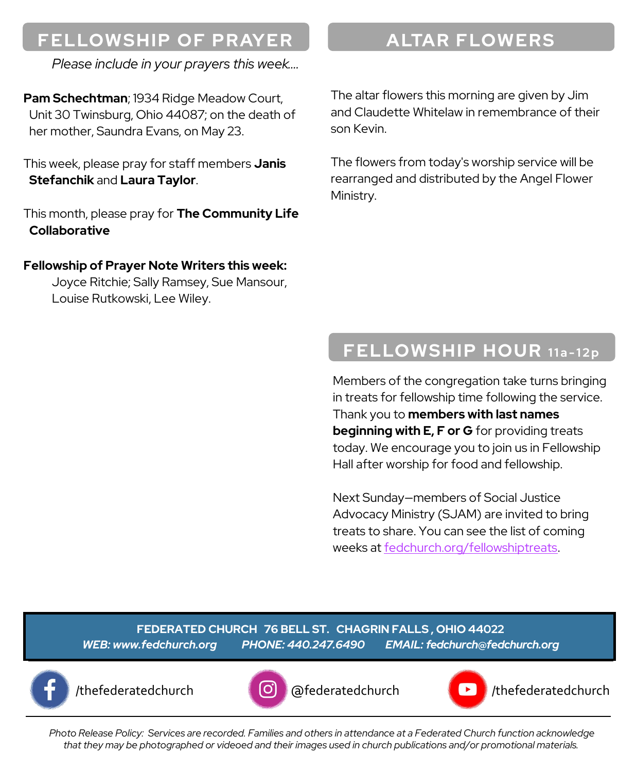## FELLOWSHIP OF PRAYER

*Please include in your prayers this week....*

**Pam Schechtman**; 1934 Ridge Meadow Court, Unit 30 Twinsburg, Ohio 44087; on the death of her mother, Saundra Evans, on May 23.

This week, please pray for staff members **Janis Stefanchik** and **Laura Taylor**.

This month, please pray for **The Community Life Collaborative**

**Fellowship of Prayer Note Writers this week:**
Joyce Ritchie; Sally Ramsey, Sue Mansour, Louise Rutkowski, Lee Wiley.

## ALTAR FLOWERS

The altar flowers this morning are given by Jim and Claudette Whitelaw in remembrance of their son Kevin.

The flowers from today's worship service will be rearranged and distributed by the Angel Flower Ministry.

## FELLOWSHIP HOUR 11a-12p

Members of the congregation take turns bringing in treats for fellowship time following the service. Thank you to **members with last names beginning with E, F or G** for providing treats today. We encourage you to join us in Fellowship Hall after worship for food and fellowship.

Next Sunday—members of Social Justice Advocacy Ministry (SJAM) are invited to bring treats to share. You can see the list of coming weeks at fedchurch.org/fellowshiptreats.

**FEDERATED CHURCH 76 BELL ST. CHAGRIN FALLS, OHIO 44022**
***WEB: www.fedchurch.org PHONE: 440.247.6490 EMAIL: fedchurch@fedchurch.org***

/thefederatedchurch @federatedchurch /thefederatedchurch

*Photo Release Policy: Services are recorded. Families and others in attendance at a Federated Church function acknowledge that they may be photographed or videoed and their images used in church publications and/or promotional materials.*